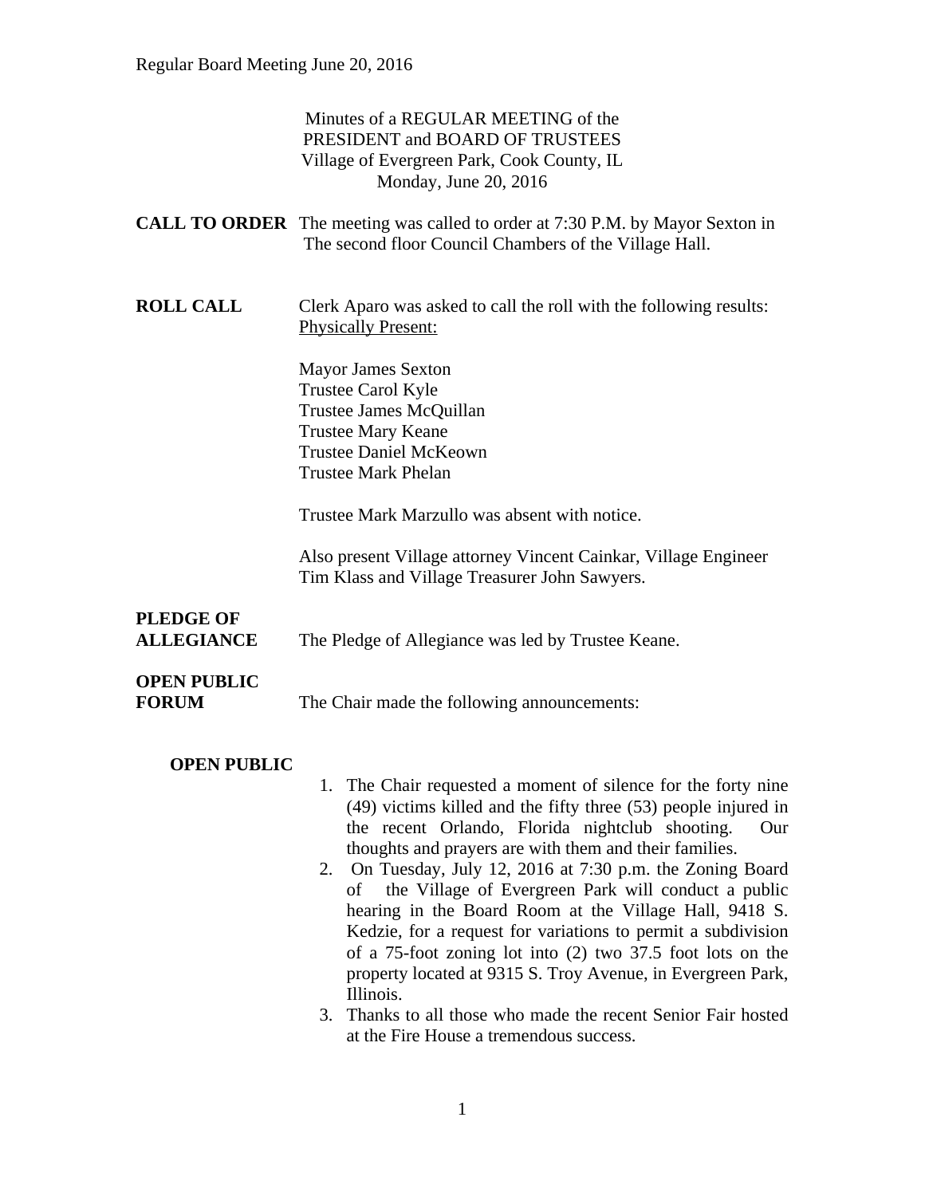Minutes of a REGULAR MEETING of the
PRESIDENT and BOARD OF TRUSTEES
Village of Evergreen Park, Cook County, IL
Monday, June 20, 2016

**CALL TO ORDER** The meeting was called to order at 7:30 P.M. by Mayor Sexton in The second floor Council Chambers of the Village Hall.

**ROLL CALL** Clerk Aparo was asked to call the roll with the following results:
Physically Present:

Mayor James Sexton
Trustee Carol Kyle
Trustee James McQuillan
Trustee Mary Keane
Trustee Daniel McKeown
Trustee Mark Phelan

Trustee Mark Marzullo was absent with notice.

Also present Village attorney Vincent Cainkar, Village Engineer Tim Klass and Village Treasurer John Sawyers.

**PLEDGE OF ALLEGIANCE** The Pledge of Allegiance was led by Trustee Keane.

**OPEN PUBLIC FORUM** The Chair made the following announcements:

**OPEN PUBLIC**

1. The Chair requested a moment of silence for the forty nine (49) victims killed and the fifty three (53) people injured in the recent Orlando, Florida nightclub shooting. Our thoughts and prayers are with them and their families.
2. On Tuesday, July 12, 2016 at 7:30 p.m. the Zoning Board of the Village of Evergreen Park will conduct a public hearing in the Board Room at the Village Hall, 9418 S. Kedzie, for a request for variations to permit a subdivision of a 75-foot zoning lot into (2) two 37.5 foot lots on the property located at 9315 S. Troy Avenue, in Evergreen Park, Illinois.
3. Thanks to all those who made the recent Senior Fair hosted at the Fire House a tremendous success.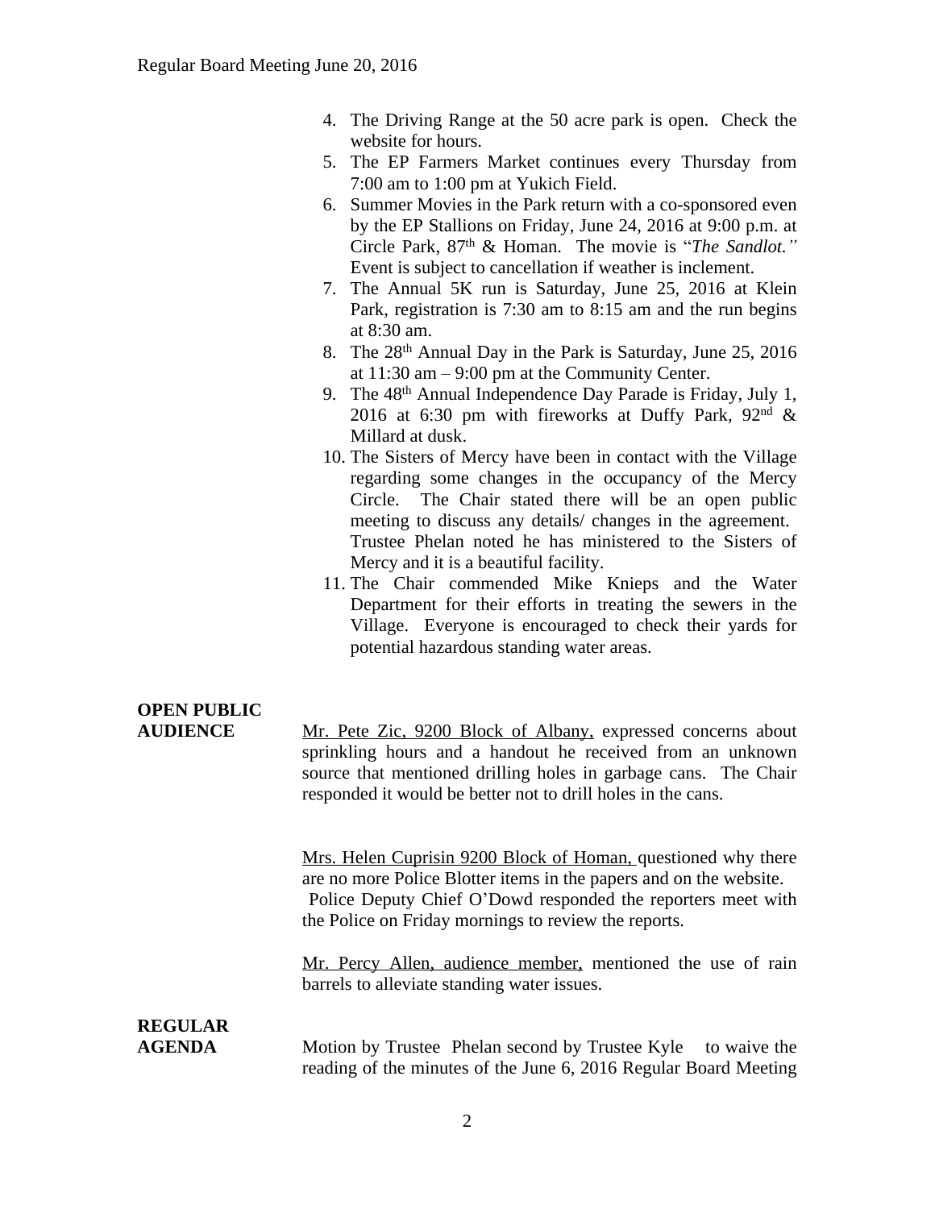4. The Driving Range at the 50 acre park is open. Check the website for hours.
5. The EP Farmers Market continues every Thursday from 7:00 am to 1:00 pm at Yukich Field.
6. Summer Movies in the Park return with a co-sponsored even by the EP Stallions on Friday, June 24, 2016 at 9:00 p.m. at Circle Park, 87th & Homan. The movie is "*The Sandlot."* Event is subject to cancellation if weather is inclement.
7. The Annual 5K run is Saturday, June 25, 2016 at Klein Park, registration is 7:30 am to 8:15 am and the run begins at 8:30 am.
8. The 28th Annual Day in the Park is Saturday, June 25, 2016 at 11:30 am – 9:00 pm at the Community Center.
9. The 48th Annual Independence Day Parade is Friday, July 1, 2016 at 6:30 pm with fireworks at Duffy Park, 92nd & Millard at dusk.
10. The Sisters of Mercy have been in contact with the Village regarding some changes in the occupancy of the Mercy Circle. The Chair stated there will be an open public meeting to discuss any details/ changes in the agreement. Trustee Phelan noted he has ministered to the Sisters of Mercy and it is a beautiful facility.
11. The Chair commended Mike Knieps and the Water Department for their efforts in treating the sewers in the Village. Everyone is encouraged to check their yards for potential hazardous standing water areas.

**OPEN PUBLIC AUDIENCE**

Mr. Pete Zic, 9200 Block of Albany, expressed concerns about sprinkling hours and a handout he received from an unknown source that mentioned drilling holes in garbage cans. The Chair responded it would be better not to drill holes in the cans.

Mrs. Helen Cuprisin 9200 Block of Homan, questioned why there are no more Police Blotter items in the papers and on the website. Police Deputy Chief O'Dowd responded the reporters meet with the Police on Friday mornings to review the reports.

Mr. Percy Allen, audience member, mentioned the use of rain barrels to alleviate standing water issues.

**REGULAR AGENDA**

Motion by Trustee Phelan second by Trustee Kyle to waive the reading of the minutes of the June 6, 2016 Regular Board Meeting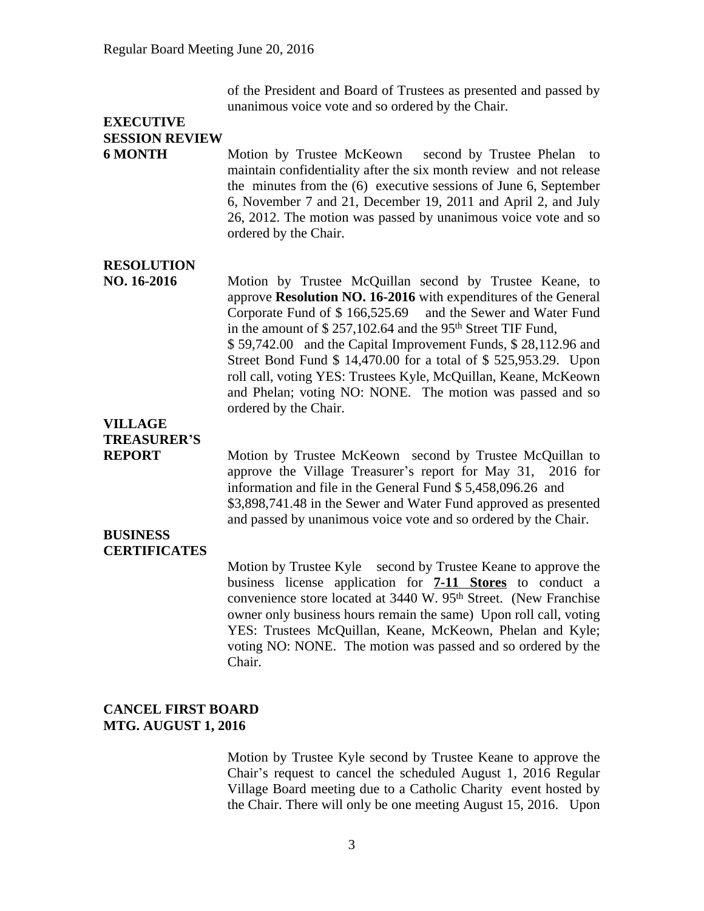of the President and Board of Trustees as presented and passed by unanimous voice vote and so ordered by the Chair.

**EXECUTIVE SESSION REVIEW 6 MONTH**

Motion by Trustee McKeown second by Trustee Phelan to maintain confidentiality after the six month review and not release the minutes from the (6) executive sessions of June 6, September 6, November 7 and 21, December 19, 2011 and April 2, and July 26, 2012. The motion was passed by unanimous voice vote and so ordered by the Chair.

**RESOLUTION NO. 16-2016**

Motion by Trustee McQuillan second by Trustee Keane, to approve **Resolution NO. 16-2016** with expenditures of the General Corporate Fund of $ 166,525.69 and the Sewer and Water Fund in the amount of $ 257,102.64 and the 95th Street TIF Fund, $ 59,742.00 and the Capital Improvement Funds, $ 28,112.96 and Street Bond Fund $ 14,470.00 for a total of $ 525,953.29. Upon roll call, voting YES: Trustees Kyle, McQuillan, Keane, McKeown and Phelan; voting NO: NONE. The motion was passed and so ordered by the Chair.

**VILLAGE TREASURER'S REPORT**

Motion by Trustee McKeown second by Trustee McQuillan to approve the Village Treasurer's report for May 31, 2016 for information and file in the General Fund $ 5,458,096.26 and $3,898,741.48 in the Sewer and Water Fund approved as presented and passed by unanimous voice vote and so ordered by the Chair.

**BUSINESS CERTIFICATES**

Motion by Trustee Kyle second by Trustee Keane to approve the business license application for **7-11 Stores** to conduct a convenience store located at 3440 W. 95th Street. (New Franchise owner only business hours remain the same) Upon roll call, voting YES: Trustees McQuillan, Keane, McKeown, Phelan and Kyle; voting NO: NONE. The motion was passed and so ordered by the Chair.

**CANCEL FIRST BOARD MTG. AUGUST 1, 2016**

Motion by Trustee Kyle second by Trustee Keane to approve the Chair's request to cancel the scheduled August 1, 2016 Regular Village Board meeting due to a Catholic Charity event hosted by the Chair. There will only be one meeting August 15, 2016. Upon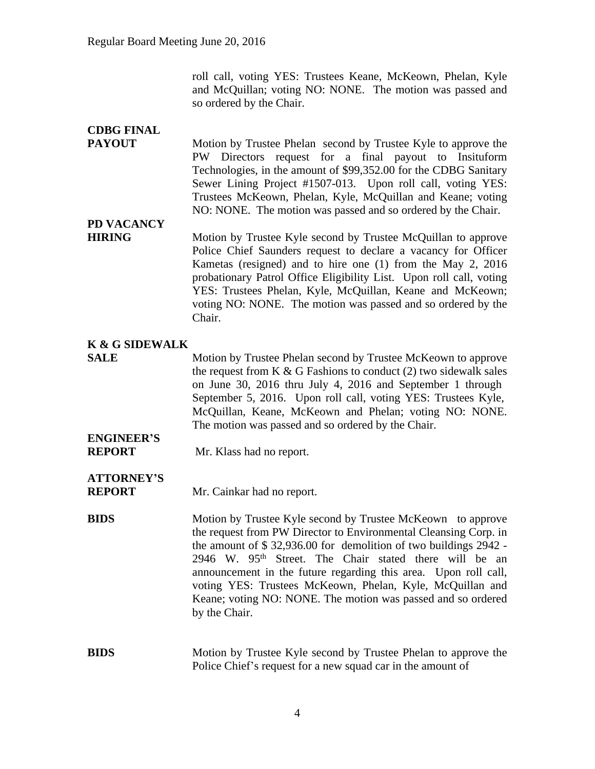roll call, voting YES: Trustees Keane, McKeown, Phelan, Kyle and McQuillan; voting NO: NONE. The motion was passed and so ordered by the Chair.

**CDBG FINAL PAYOUT**

Motion by Trustee Phelan second by Trustee Kyle to approve the PW Directors request for a final payout to Insituform Technologies, in the amount of $99,352.00 for the CDBG Sanitary Sewer Lining Project #1507-013. Upon roll call, voting YES: Trustees McKeown, Phelan, Kyle, McQuillan and Keane; voting NO: NONE. The motion was passed and so ordered by the Chair.

**PD VACANCY HIRING**

Motion by Trustee Kyle second by Trustee McQuillan to approve Police Chief Saunders request to declare a vacancy for Officer Kametas (resigned) and to hire one (1) from the May 2, 2016 probationary Patrol Office Eligibility List. Upon roll call, voting YES: Trustees Phelan, Kyle, McQuillan, Keane and McKeown; voting NO: NONE. The motion was passed and so ordered by the Chair.

**K & G SIDEWALK SALE**

Motion by Trustee Phelan second by Trustee McKeown to approve the request from K & G Fashions to conduct (2) two sidewalk sales on June 30, 2016 thru July 4, 2016 and September 1 through September 5, 2016. Upon roll call, voting YES: Trustees Kyle, McQuillan, Keane, McKeown and Phelan; voting NO: NONE. The motion was passed and so ordered by the Chair.

**ENGINEER'S REPORT**

Mr. Klass had no report.

**ATTORNEY'S REPORT**

Mr. Cainkar had no report.

**BIDS**

Motion by Trustee Kyle second by Trustee McKeown to approve the request from PW Director to Environmental Cleansing Corp. in the amount of $ 32,936.00 for demolition of two buildings 2942 - 2946 W. 95th Street. The Chair stated there will be an announcement in the future regarding this area. Upon roll call, voting YES: Trustees McKeown, Phelan, Kyle, McQuillan and Keane; voting NO: NONE. The motion was passed and so ordered by the Chair.

**BIDS**

Motion by Trustee Kyle second by Trustee Phelan to approve the Police Chief's request for a new squad car in the amount of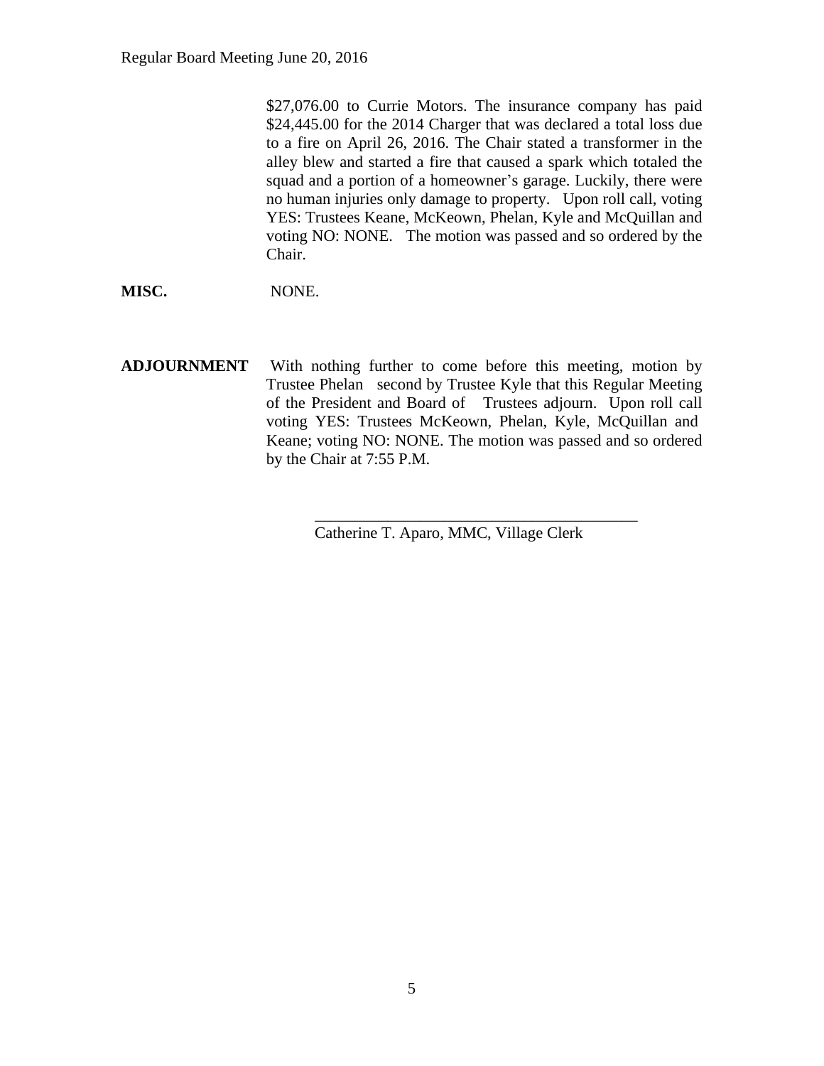$27,076.00 to Currie Motors. The insurance company has paid $24,445.00 for the 2014 Charger that was declared a total loss due to a fire on April 26, 2016. The Chair stated a transformer in the alley blew and started a fire that caused a spark which totaled the squad and a portion of a homeowner's garage. Luckily, there were no human injuries only damage to property. Upon roll call, voting YES: Trustees Keane, McKeown, Phelan, Kyle and McQuillan and voting NO: NONE. The motion was passed and so ordered by the Chair.

**MISC.** NONE.

**ADJOURNMENT** With nothing further to come before this meeting, motion by Trustee Phelan second by Trustee Kyle that this Regular Meeting of the President and Board of Trustees adjourn. Upon roll call voting YES: Trustees McKeown, Phelan, Kyle, McQuillan and Keane; voting NO: NONE. The motion was passed and so ordered by the Chair at 7:55 P.M.

\_\_\_\_\_\_\_\_\_\_\_\_\_\_\_\_\_\_\_\_\_\_\_\_\_\_\_\_\_\_\_\_\_\_\_\_\_\_\_\_

Catherine T. Aparo, MMC, Village Clerk